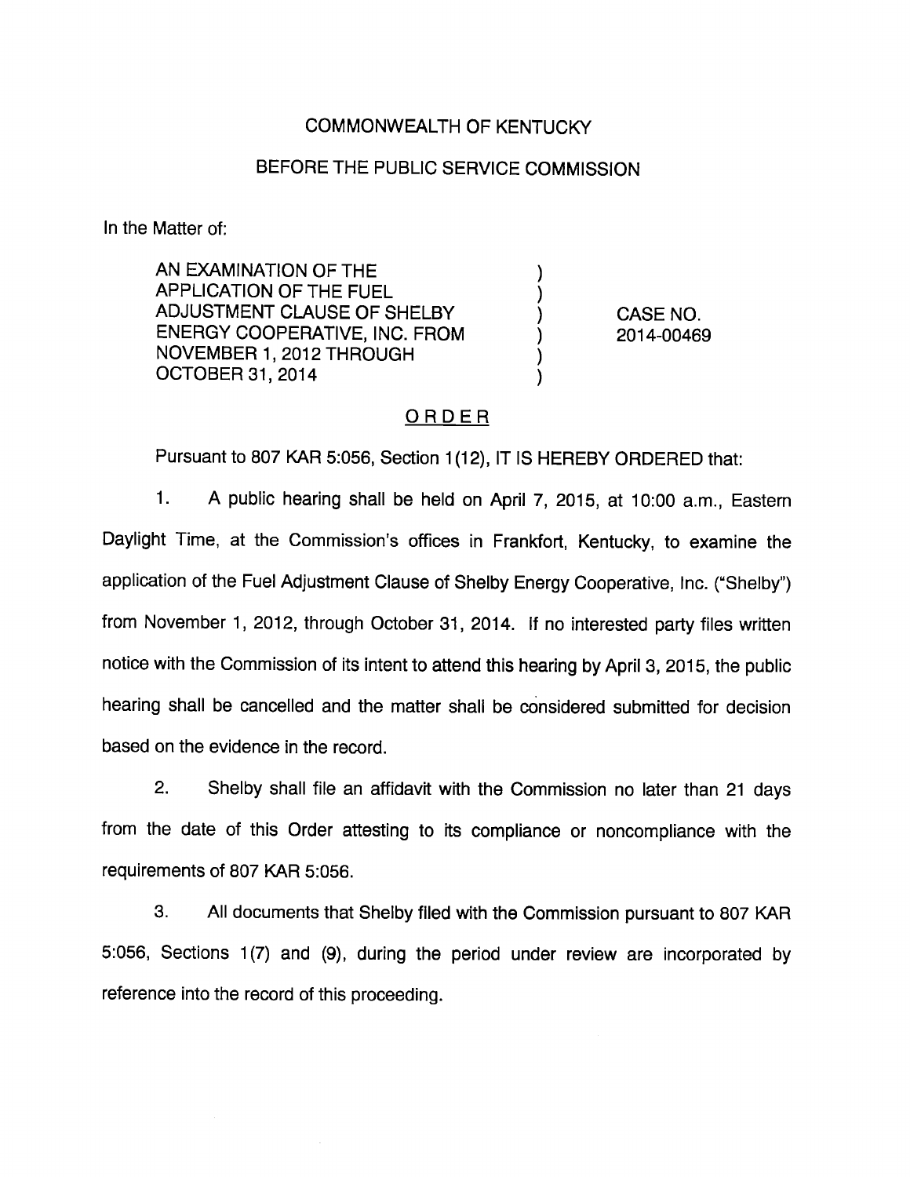COMMONWEALTH OF KENTUCKY

BEFORE THE PUBLIC SERVICE COMMISSION

In the Matter of:

| | | |
|---|---|---|
| AN EXAMINATION OF THE APPLICATION OF THE FUEL ADJUSTMENT CLAUSE OF SHELBY ENERGY COOPERATIVE, INC. FROM NOVEMBER 1, 2012 THROUGH OCTOBER 31, 2014 | ) | CASE NO. 2014-00469 |

## ORDER

Pursuant to 807 KAR 5:056, Section 1(12), IT IS HEREBY ORDERED that:

1. A public hearing shall be held on April 7, 2015, at 10:00 a.m., Eastern Daylight Time, at the Commission's offices in Frankfort, Kentucky, to examine the application of the Fuel Adjustment Clause of Shelby Energy Cooperative, Inc. ("Shelby") from November 1, 2012, through October 31, 2014. If no interested party files written notice with the Commission of its intent to attend this hearing by April 3, 2015, the public hearing shall be cancelled and the matter shall be considered submitted for decision based on the evidence in the record.

2. Shelby shall file an affidavit with the Commission no later than 21 days from the date of this Order attesting to its compliance or noncompliance with the requirements of 807 KAR 5:056.

3. All documents that Shelby filed with the Commission pursuant to 807 KAR 5:056, Sections 1(7) and (9), during the period under review are incorporated by reference into the record of this proceeding.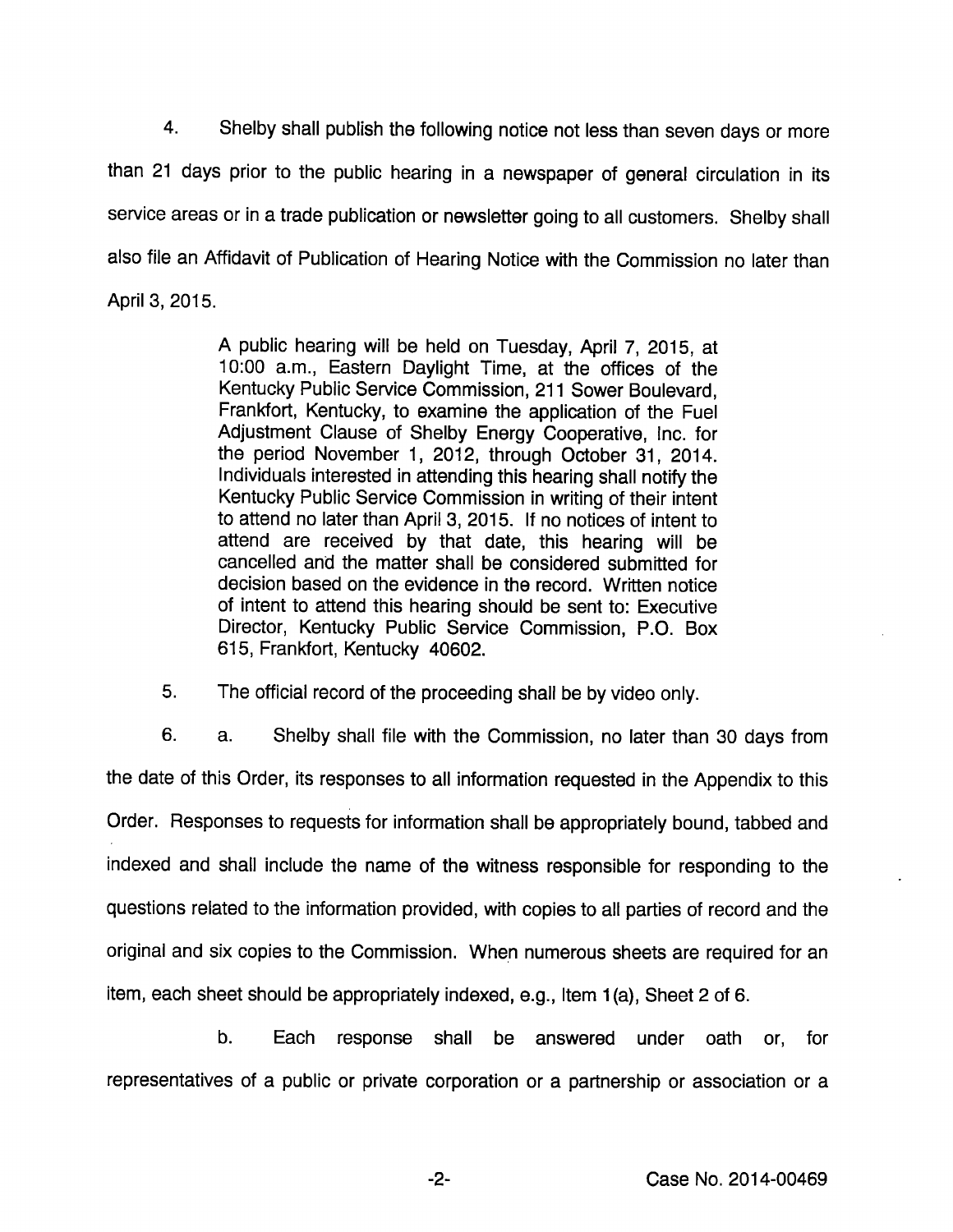4. Shelby shall publish the following notice not less than seven days or more than 21 days prior to the public hearing in a newspaper of general circulation in its service areas or in a trade publication or newsletter going to all customers. Shelby shall also file an Affidavit of Publication of Hearing Notice with the Commission no later than April 3, 2015.

> A public hearing will be held on Tuesday, April 7, 2015, at 10:00 a.m., Eastern Daylight Time, at the offices of the Kentucky Public Service Commission, 211 Sower Boulevard, Frankfort, Kentucky, to examine the application of the Fuel Adjustment Clause of Shelby Energy Cooperative, Inc. for the period November 1, 2012, through October 31, 2014. Individuals interested in attending this hearing shall notify the Kentucky Public Service Commission in writing of their intent to attend no later than April 3, 2015. If no notices of intent to attend are received by that date, this hearing will be cancelled and the matter shall be considered submitted for decision based on the evidence in the record. Written notice of intent to attend this hearing should be sent to: Executive Director, Kentucky Public Service Commission, P.O. Box 615, Frankfort, Kentucky 40602.

5. The official record of the proceeding shall be by video only.

6. a. Shelby shall file with the Commission, no later than 30 days from the date of this Order, its responses to all information requested in the Appendix to this Order. Responses to requests for information shall be appropriately bound, tabbed and indexed and shall include the name of the witness responsible for responding to the questions related to the information provided, with copies to all parties of record and the original and six copies to the Commission. When numerous sheets are required for an item, each sheet should be appropriately indexed, e.g., Item 1(a), Sheet 2 of 6.

b. Each response shall be answered under oath or, for representatives of a public or private corporation or a partnership or association or a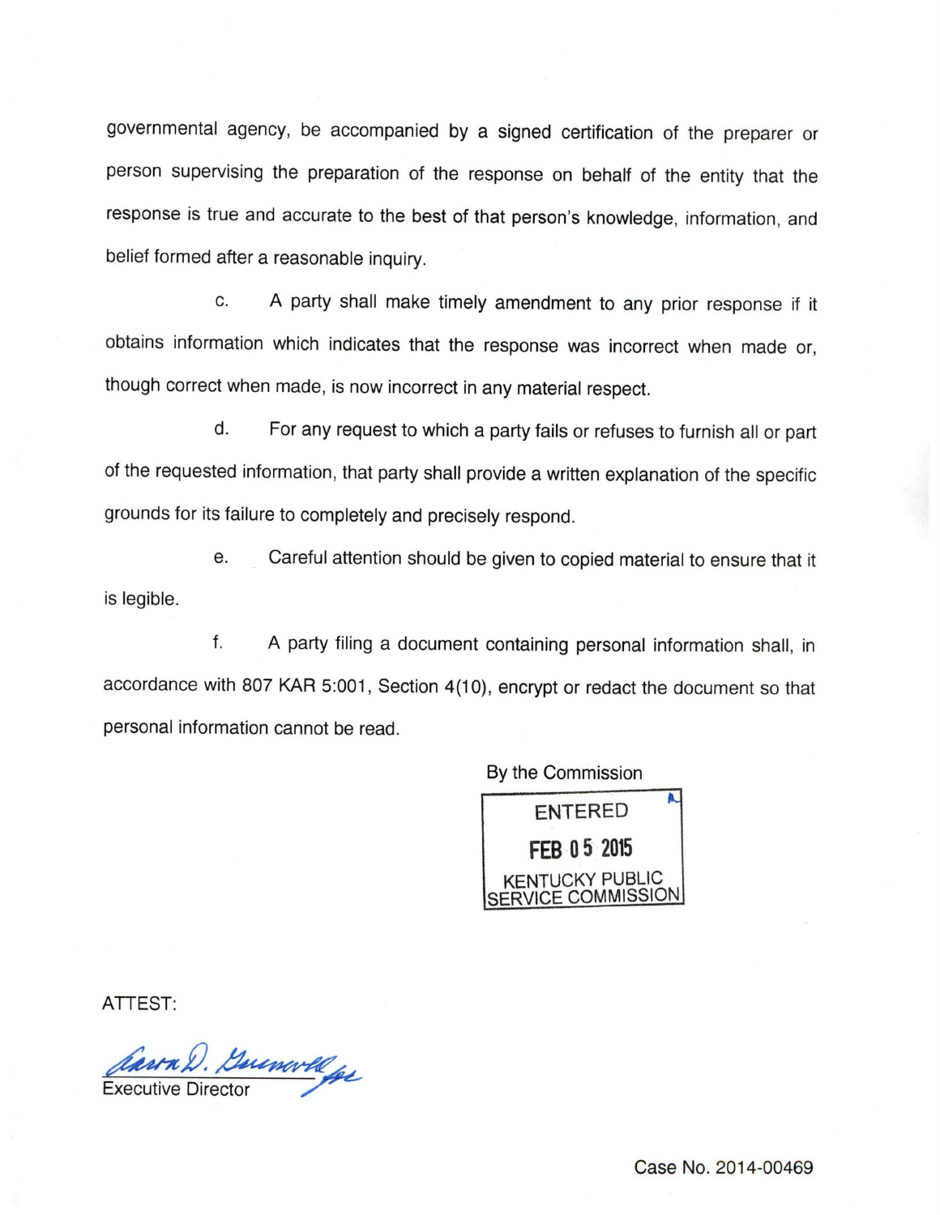governmental agency, be accompanied by a signed certification of the preparer or person supervising the preparation of the response on behalf of the entity that the response is true and accurate to the best of that person's knowledge, information, and belief formed after a reasonable inquiry.

c. A party shall make timely amendment to any prior response if it obtains information which indicates that the response was incorrect when made or, though correct when made, is now incorrect in any material respect.

d. For any request to which a party fails or refuses to furnish all or part of the requested information, that party shall provide a written explanation of the specific grounds for its failure to completely and precisely respond.

e. Careful attention should be given to copied material to ensure that it is legible.

f. A party filing a document containing personal information shall, in accordance with 807 KAR 5:001, Section 4(10), encrypt or redact the document so that personal information cannot be read.

By the Commission

ENTERED
FEB 05 2015
KENTUCKY PUBLIC SERVICE COMMISSION

ATTEST:

Executive Director

Case No. 2014-00469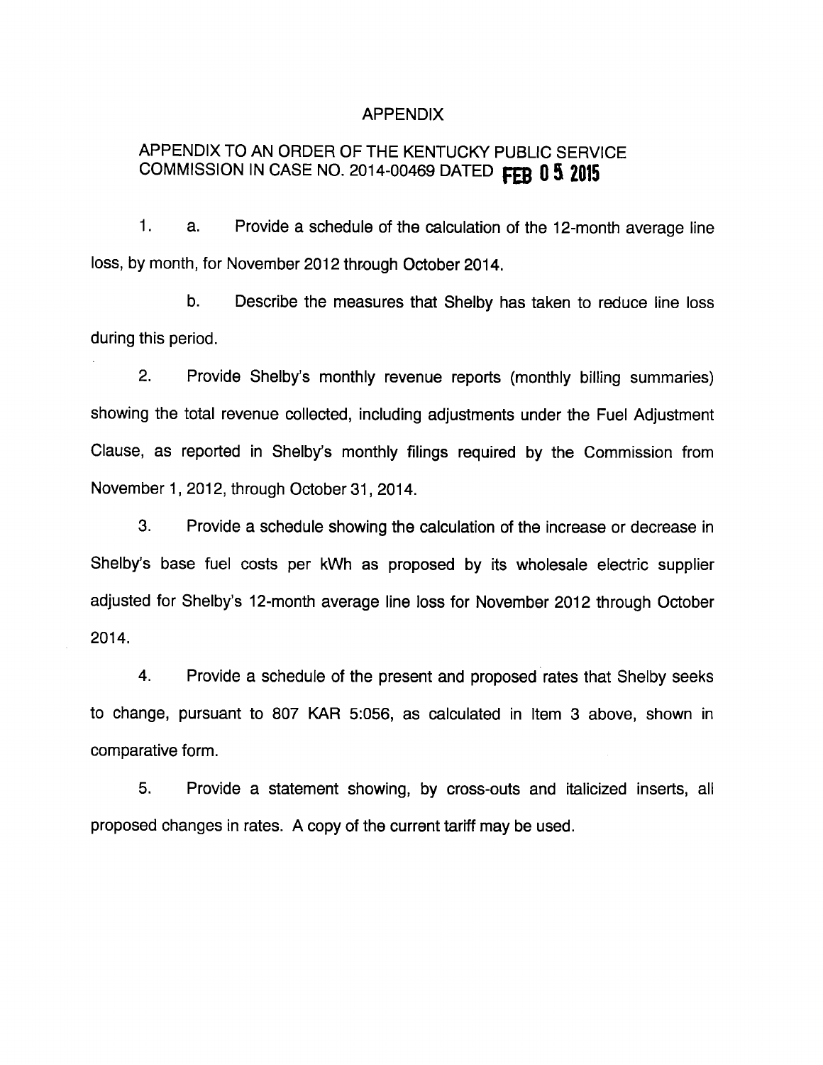# APPENDIX

## APPENDIX TO AN ORDER OF THE KENTUCKY PUBLIC SERVICE COMMISSION IN CASE NO. 2014-00469 DATED FEB 05 2015

1. a. Provide a schedule of the calculation of the 12-month average line loss, by month, for November 2012 through October 2014.

   b. Describe the measures that Shelby has taken to reduce line loss during this period.

2. Provide Shelby's monthly revenue reports (monthly billing summaries) showing the total revenue collected, including adjustments under the Fuel Adjustment Clause, as reported in Shelby's monthly filings required by the Commission from November 1, 2012, through October 31, 2014.

3. Provide a schedule showing the calculation of the increase or decrease in Shelby's base fuel costs per kWh as proposed by its wholesale electric supplier adjusted for Shelby's 12-month average line loss for November 2012 through October 2014.

4. Provide a schedule of the present and proposed rates that Shelby seeks to change, pursuant to 807 KAR 5:056, as calculated in Item 3 above, shown in comparative form.

5. Provide a statement showing, by cross-outs and italicized inserts, all proposed changes in rates. A copy of the current tariff may be used.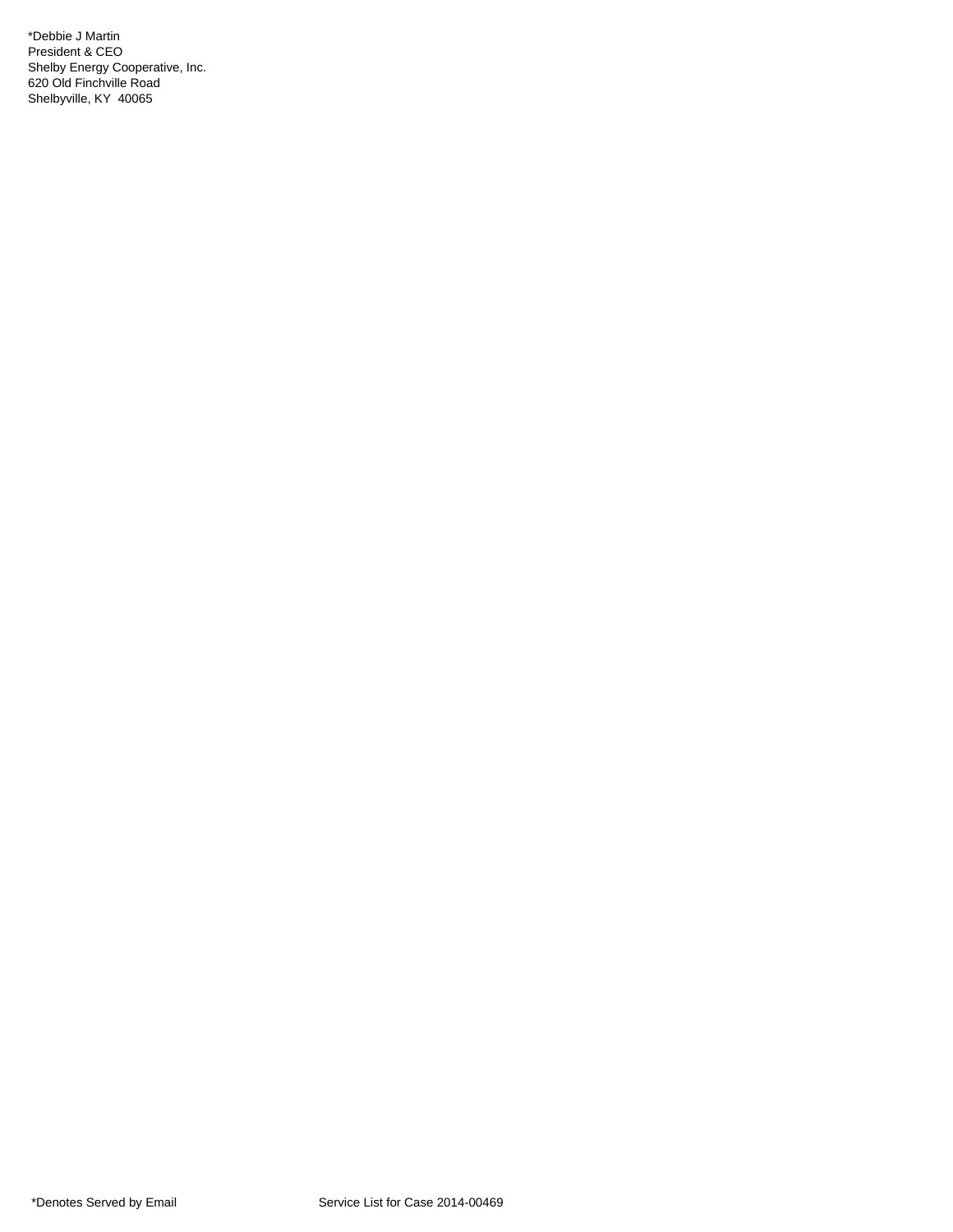*Debbie J Martin
President & CEO
Shelby Energy Cooperative, Inc.
620 Old Finchville Road
Shelbyville, KY  40065

*Denotes Served by Email

Service List for Case 2014-00469